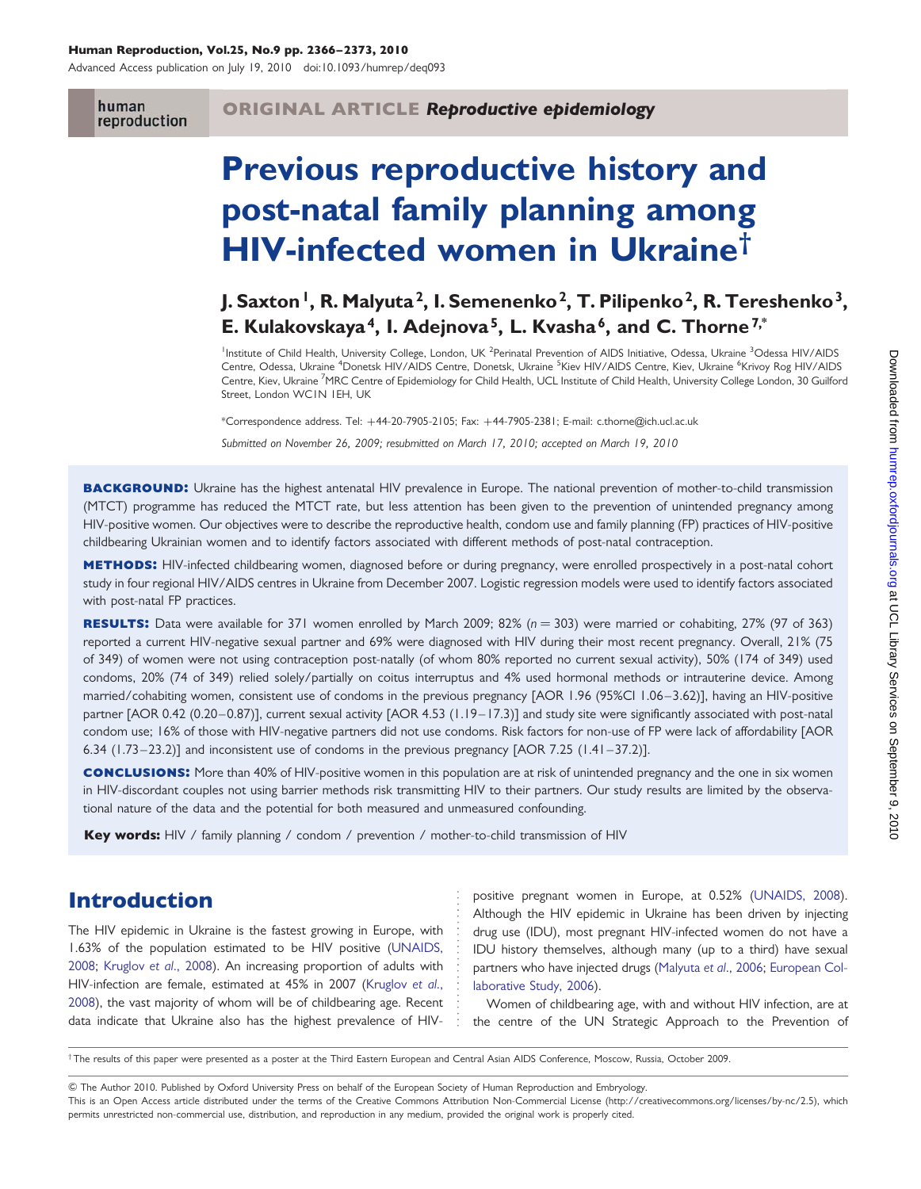ORIGINAL ARTICLE *Reproductive epidemiology*

# Previous reproductive history and post-natal family planning among HIV-infected women in Ukraine†

**J. Saxton[1], R. Malyuta[2], I. Semenenko[2], T. Pilipenko[2], R. Tereshenko[3], E. Kulakovskaya[4], I. Adejnova[5], L. Kvasha[6], and C. Thorne[7,*]**

[1]Institute of Child Health, University College, London, UK [2]Perinatal Prevention of AIDS Initiative, Odessa, Ukraine [3]Odessa HIV/AIDS Centre, Odessa, Ukraine [4]Donetsk HIV/AIDS Centre, Donetsk, Ukraine [5]Kiev HIV/AIDS Centre, Kiev, Ukraine [6]Krivoy Rog HIV/AIDS Centre, Kiev, Ukraine [7]MRC Centre of Epidemiology for Child Health, UCL Institute of Child Health, University College London, 30 Guilford Street, London WC1N 1EH, UK

*Correspondence address. Tel: +44-20-7905-2105; Fax: +44-7905-2381; E-mail: c.thorne@ich.ucl.ac.uk

*Submitted on November 26, 2009; resubmitted on March 17, 2010; accepted on March 19, 2010*

**BACKGROUND:** Ukraine has the highest antenatal HIV prevalence in Europe. The national prevention of mother-to-child transmission (MTCT) programme has reduced the MTCT rate, but less attention has been given to the prevention of unintended pregnancy among HIV-positive women. Our objectives were to describe the reproductive health, condom use and family planning (FP) practices of HIV-positive childbearing Ukrainian women and to identify factors associated with different methods of post-natal contraception.

**METHODS:** HIV-infected childbearing women, diagnosed before or during pregnancy, were enrolled prospectively in a post-natal cohort study in four regional HIV/AIDS centres in Ukraine from December 2007. Logistic regression models were used to identify factors associated with post-natal FP practices.

**RESULTS:** Data were available for 371 women enrolled by March 2009; 82% ($n = 303$) were married or cohabiting, 27% (97 of 363) reported a current HIV-negative sexual partner and 69% were diagnosed with HIV during their most recent pregnancy. Overall, 21% (75 of 349) of women were not using contraception post-natally (of whom 80% reported no current sexual activity), 50% (174 of 349) used condoms, 20% (74 of 349) relied solely/partially on coitus interruptus and 4% used hormonal methods or intrauterine device. Among married/cohabiting women, consistent use of condoms in the previous pregnancy [AOR 1.96 (95%CI 1.06–3.62)], having an HIV-positive partner [AOR 0.42 (0.20–0.87)], current sexual activity [AOR 4.53 (1.19–17.3)] and study site were significantly associated with post-natal condom use; 16% of those with HIV-negative partners did not use condoms. Risk factors for non-use of FP were lack of affordability [AOR 6.34 (1.73–23.2)] and inconsistent use of condoms in the previous pregnancy [AOR 7.25 (1.41–37.2)].

**CONCLUSIONS:** More than 40% of HIV-positive women in this population are at risk of unintended pregnancy and the one in six women in HIV-discordant couples not using barrier methods risk transmitting HIV to their partners. Our study results are limited by the observational nature of the data and the potential for both measured and unmeasured confounding.

**Key words:** HIV / family planning / condom / prevention / mother-to-child transmission of HIV

## Introduction

The HIV epidemic in Ukraine is the fastest growing in Europe, with 1.63% of the population estimated to be HIV positive (UNAIDS, 2008; Kruglov *et al*., 2008). An increasing proportion of adults with HIV-infection are female, estimated at 45% in 2007 (Kruglov *et al*., 2008), the vast majority of whom will be of childbearing age. Recent data indicate that Ukraine also has the highest prevalence of HIV-positive pregnant women in Europe, at 0.52% (UNAIDS, 2008). Although the HIV epidemic in Ukraine has been driven by injecting drug use (IDU), most pregnant HIV-infected women do not have a IDU history themselves, although many (up to a third) have sexual partners who have injected drugs (Malyuta *et al*., 2006; European Collaborative Study, 2006).

Women of childbearing age, with and without HIV infection, are at the centre of the UN Strategic Approach to the Prevention of

†The results of this paper were presented as a poster at the Third Eastern European and Central Asian AIDS Conference, Moscow, Russia, October 2009.

© The Author 2010. Published by Oxford University Press on behalf of the European Society of Human Reproduction and Embryology.
This is an Open Access article distributed under the terms of the Creative Commons Attribution Non-Commercial License (http://creativecommons.org/licenses/by-nc/2.5), which permits unrestricted non-commercial use, distribution, and reproduction in any medium, provided the original work is properly cited.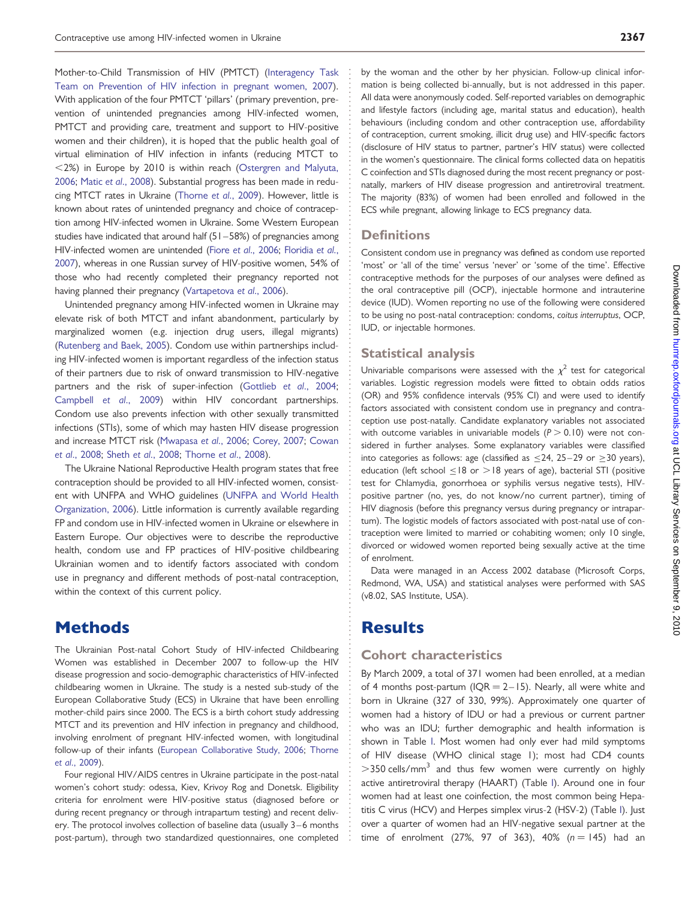Mother-to-Child Transmission of HIV (PMTCT) (Interagency Task Team on Prevention of HIV infection in pregnant women, 2007). With application of the four PMTCT 'pillars' (primary prevention, prevention of unintended pregnancies among HIV-infected women, PMTCT and providing care, treatment and support to HIV-positive women and their children), it is hoped that the public health goal of virtual elimination of HIV infection in infants (reducing MTCT to <2%) in Europe by 2010 is within reach (Ostergren and Malyuta, 2006; Matic *et al*., 2008). Substantial progress has been made in reducing MTCT rates in Ukraine (Thorne *et al*., 2009). However, little is known about rates of unintended pregnancy and choice of contraception among HIV-infected women in Ukraine. Some Western European studies have indicated that around half (51–58%) of pregnancies among HIV-infected women are unintended (Fiore *et al*., 2006; Floridia *et al*., 2007), whereas in one Russian survey of HIV-positive women, 54% of those who had recently completed their pregnancy reported not having planned their pregnancy (Vartapetova *et al*., 2006).

Unintended pregnancy among HIV-infected women in Ukraine may elevate risk of both MTCT and infant abandonment, particularly by marginalized women (e.g. injection drug users, illegal migrants) (Rutenberg and Baek, 2005). Condom use within partnerships including HIV-infected women is important regardless of the infection status of their partners due to risk of onward transmission to HIV-negative partners and the risk of super-infection (Gottlieb *et al*., 2004; Campbell *et al*., 2009) within HIV concordant partnerships. Condom use also prevents infection with other sexually transmitted infections (STIs), some of which may hasten HIV disease progression and increase MTCT risk (Mwapasa *et al*., 2006; Corey, 2007; Cowan *et al*., 2008; Sheth *et al*., 2008; Thorne *et al*., 2008).

The Ukraine National Reproductive Health program states that free contraception should be provided to all HIV-infected women, consistent with UNFPA and WHO guidelines (UNFPA and World Health Organization, 2006). Little information is currently available regarding FP and condom use in HIV-infected women in Ukraine or elsewhere in Eastern Europe. Our objectives were to describe the reproductive health, condom use and FP practices of HIV-positive childbearing Ukrainian women and to identify factors associated with condom use in pregnancy and different methods of post-natal contraception, within the context of this current policy.

# Methods

The Ukrainian Post-natal Cohort Study of HIV-infected Childbearing Women was established in December 2007 to follow-up the HIV disease progression and socio-demographic characteristics of HIV-infected childbearing women in Ukraine. The study is a nested sub-study of the European Collaborative Study (ECS) in Ukraine that have been enrolling mother-child pairs since 2000. The ECS is a birth cohort study addressing MTCT and its prevention and HIV infection in pregnancy and childhood, involving enrolment of pregnant HIV-infected women, with longitudinal follow-up of their infants (European Collaborative Study, 2006; Thorne *et al*., 2009).

Four regional HIV/AIDS centres in Ukraine participate in the post-natal women's cohort study: odessa, Kiev, Krivoy Rog and Donetsk. Eligibility criteria for enrolment were HIV-positive status (diagnosed before or during recent pregnancy or through intrapartum testing) and recent delivery. The protocol involves collection of baseline data (usually 3–6 months post-partum), through two standardized questionnaires, one completed by the woman and the other by her physician. Follow-up clinical information is being collected bi-annually, but is not addressed in this paper. All data were anonymously coded. Self-reported variables on demographic and lifestyle factors (including age, marital status and education), health behaviours (including condom and other contraception use, affordability of contraception, current smoking, illicit drug use) and HIV-specific factors (disclosure of HIV status to partner, partner's HIV status) were collected in the women's questionnaire. The clinical forms collected data on hepatitis C coinfection and STIs diagnosed during the most recent pregnancy or post-natally, markers of HIV disease progression and antiretroviral treatment. The majority (83%) of women had been enrolled and followed in the ECS while pregnant, allowing linkage to ECS pregnancy data.

## Definitions

Consistent condom use in pregnancy was defined as condom use reported 'most' or 'all of the time' versus 'never' or 'some of the time'. Effective contraceptive methods for the purposes of our analyses were defined as the oral contraceptive pill (OCP), injectable hormone and intrauterine device (IUD). Women reporting no use of the following were considered to be using no post-natal contraception: condoms, *coitus interruptus*, OCP, IUD, or injectable hormones.

## Statistical analysis

Univariable comparisons were assessed with the $\chi^2$ test for categorical variables. Logistic regression models were fitted to obtain odds ratios (OR) and 95% confidence intervals (95% CI) and were used to identify factors associated with consistent condom use in pregnancy and contraception use post-natally. Candidate explanatory variables not associated with outcome variables in univariable models ($P > 0.10$) were not considered in further analyses. Some explanatory variables were classified into categories as follows: age (classified as ≤24, 25–29 or ≥30 years), education (left school ≤18 or >18 years of age), bacterial STI (positive test for Chlamydia, gonorrhoea or syphilis versus negative tests), HIV-positive partner (no, yes, do not know/no current partner), timing of HIV diagnosis (before this pregnancy versus during pregnancy or intrapartum). The logistic models of factors associated with post-natal use of contraception were limited to married or cohabiting women; only 10 single, divorced or widowed women reported being sexually active at the time of enrolment.

Data were managed in an Access 2002 database (Microsoft Corps, Redmond, WA, USA) and statistical analyses were performed with SAS (v8.02, SAS Institute, USA).

# Results

## Cohort characteristics

By March 2009, a total of 371 women had been enrolled, at a median of 4 months post-partum (IQR = 2–15). Nearly, all were white and born in Ukraine (327 of 330, 99%). Approximately one quarter of women had a history of IDU or had a previous or current partner who was an IDU; further demographic and health information is shown in Table I. Most women had only ever had mild symptoms of HIV disease (WHO clinical stage 1); most had CD4 counts >350 cells/mm$^3$ and thus few women were currently on highly active antiretroviral therapy (HAART) (Table I). Around one in four women had at least one coinfection, the most common being Hepatitis C virus (HCV) and Herpes simplex virus-2 (HSV-2) (Table I). Just over a quarter of women had an HIV-negative sexual partner at the time of enrolment (27%, 97 of 363), 40% ($n = 145$) had an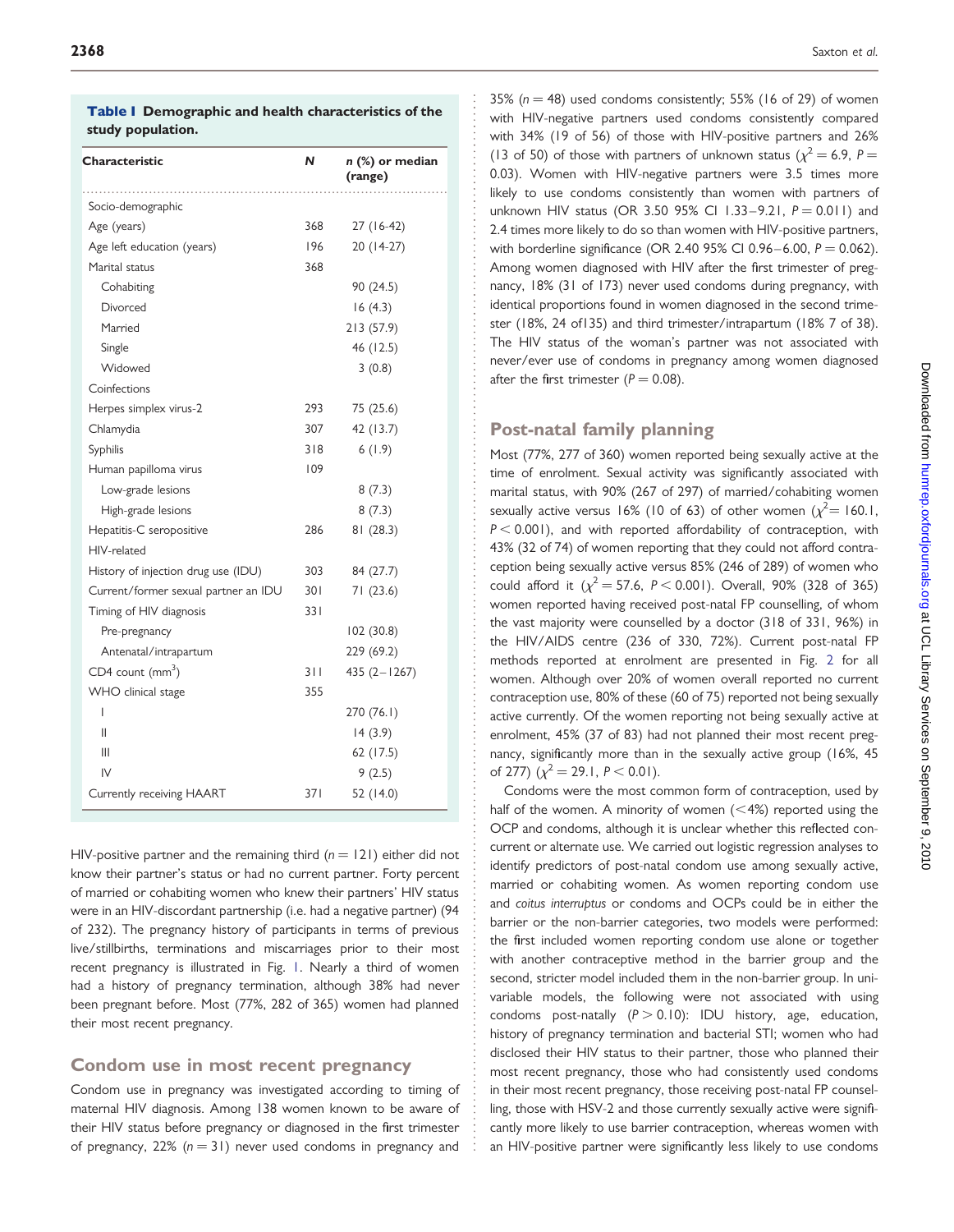**Table I Demographic and health characteristics of the study population.**

| Characteristic | N | n (%) or median (range) |
|---|---|---|
| Socio-demographic | | |
| Age (years) | 368 | 27 (16-42) |
| Age left education (years) | 196 | 20 (14-27) |
| Marital status | 368 | |
| Cohabiting | | 90 (24.5) |
| Divorced | | 16 (4.3) |
| Married | | 213 (57.9) |
| Single | | 46 (12.5) |
| Widowed | | 3 (0.8) |
| Coinfections | | |
| Herpes simplex virus-2 | 293 | 75 (25.6) |
| Chlamydia | 307 | 42 (13.7) |
| Syphilis | 318 | 6 (1.9) |
| Human papilloma virus | 109 | |
| Low-grade lesions | | 8 (7.3) |
| High-grade lesions | | 8 (7.3) |
| Hepatitis-C seropositive | 286 | 81 (28.3) |
| HIV-related | | |
| History of injection drug use (IDU) | 303 | 84 (27.7) |
| Current/former sexual partner an IDU | 301 | 71 (23.6) |
| Timing of HIV diagnosis | 331 | |
| Pre-pregnancy | | 102 (30.8) |
| Antenatal/intrapartum | | 229 (69.2) |
| CD4 count ($mm^3$) | 311 | 435 (2–1267) |
| WHO clinical stage | 355 | |
| I | | 270 (76.1) |
| II | | 14 (3.9) |
| III | | 62 (17.5) |
| IV | | 9 (2.5) |
| Currently receiving HAART | 371 | 52 (14.0) |

HIV-positive partner and the remaining third ($n = 121$) either did not know their partner's status or had no current partner. Forty percent of married or cohabiting women who knew their partners' HIV status were in an HIV-discordant partnership (i.e. had a negative partner) (94 of 232). The pregnancy history of participants in terms of previous live/stillbirths, terminations and miscarriages prior to their most recent pregnancy is illustrated in Fig. 1. Nearly a third of women had a history of pregnancy termination, although 38% had never been pregnant before. Most (77%, 282 of 365) women had planned their most recent pregnancy.

## Condom use in most recent pregnancy

Condom use in pregnancy was investigated according to timing of maternal HIV diagnosis. Among 138 women known to be aware of their HIV status before pregnancy or diagnosed in the first trimester of pregnancy, 22% ($n = 31$) never used condoms in pregnancy and 35% ($n = 48$) used condoms consistently; 55% (16 of 29) of women with HIV-negative partners used condoms consistently compared with 34% (19 of 56) of those with HIV-positive partners and 26% (13 of 50) of those with partners of unknown status ($\chi^2 = 6.9$, $P = 0.03$). Women with HIV-negative partners were 3.5 times more likely to use condoms consistently than women with partners of unknown HIV status (OR 3.50 95% CI 1.33–9.21, $P = 0.011$) and 2.4 times more likely to do so than women with HIV-positive partners, with borderline significance (OR 2.40 95% CI 0.96–6.00, $P = 0.062$). Among women diagnosed with HIV after the first trimester of pregnancy, 18% (31 of 173) never used condoms during pregnancy, with identical proportions found in women diagnosed in the second trimester (18%, 24 of135) and third trimester/intrapartum (18% 7 of 38). The HIV status of the woman's partner was not associated with never/ever use of condoms in pregnancy among women diagnosed after the first trimester ($P = 0.08$).

## Post-natal family planning

Most (77%, 277 of 360) women reported being sexually active at the time of enrolment. Sexual activity was significantly associated with marital status, with 90% (267 of 297) of married/cohabiting women sexually active versus 16% (10 of 63) of other women ($\chi^2 = 160.1$, $P < 0.001$), and with reported affordability of contraception, with 43% (32 of 74) of women reporting that they could not afford contraception being sexually active versus 85% (246 of 289) of women who could afford it ($\chi^2 = 57.6$, $P < 0.001$). Overall, 90% (328 of 365) women reported having received post-natal FP counselling, of whom the vast majority were counselled by a doctor (318 of 331, 96%) in the HIV/AIDS centre (236 of 330, 72%). Current post-natal FP methods reported at enrolment are presented in Fig. 2 for all women. Although over 20% of women overall reported no current contraception use, 80% of these (60 of 75) reported not being sexually active currently. Of the women reporting not being sexually active at enrolment, 45% (37 of 83) had not planned their most recent pregnancy, significantly more than in the sexually active group (16%, 45 of 277) ($\chi^2 = 29.1$, $P < 0.01$).

Condoms were the most common form of contraception, used by half of the women. A minority of women (<4%) reported using the OCP and condoms, although it is unclear whether this reflected concurrent or alternate use. We carried out logistic regression analyses to identify predictors of post-natal condom use among sexually active, married or cohabiting women. As women reporting condom use and *coitus interruptus* or condoms and OCPs could be in either the barrier or the non-barrier categories, two models were performed: the first included women reporting condom use alone or together with another contraceptive method in the barrier group and the second, stricter model included them in the non-barrier group. In univariable models, the following were not associated with using condoms post-natally ($P > 0.10$): IDU history, age, education, history of pregnancy termination and bacterial STI; women who had disclosed their HIV status to their partner, those who planned their most recent pregnancy, those who had consistently used condoms in their most recent pregnancy, those receiving post-natal FP counselling, those with HSV-2 and those currently sexually active were significantly more likely to use barrier contraception, whereas women with an HIV-positive partner were significantly less likely to use condoms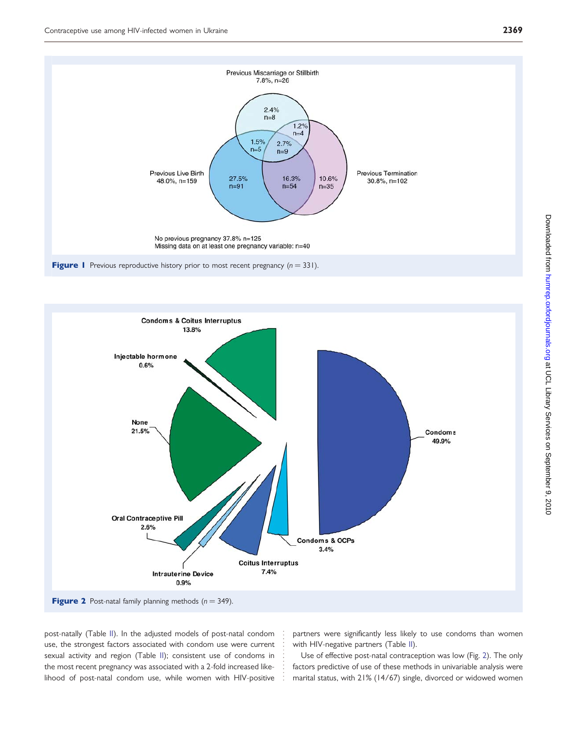Figure 1 Previous reproductive history prior to most recent pregnancy ($n = 331$).

Figure 2 Post-natal family planning methods ($n = 349$).

post-natally (Table II). In the adjusted models of post-natal condom use, the strongest factors associated with condom use were current sexual activity and region (Table II); consistent use of condoms in the most recent pregnancy was associated with a 2-fold increased likelihood of post-natal condom use, while women with HIV-positive partners were significantly less likely to use condoms than women with HIV-negative partners (Table II).

Use of effective post-natal contraception was low (Fig. 2). The only factors predictive of use of these methods in univariable analysis were marital status, with 21% (14/67) single, divorced or widowed women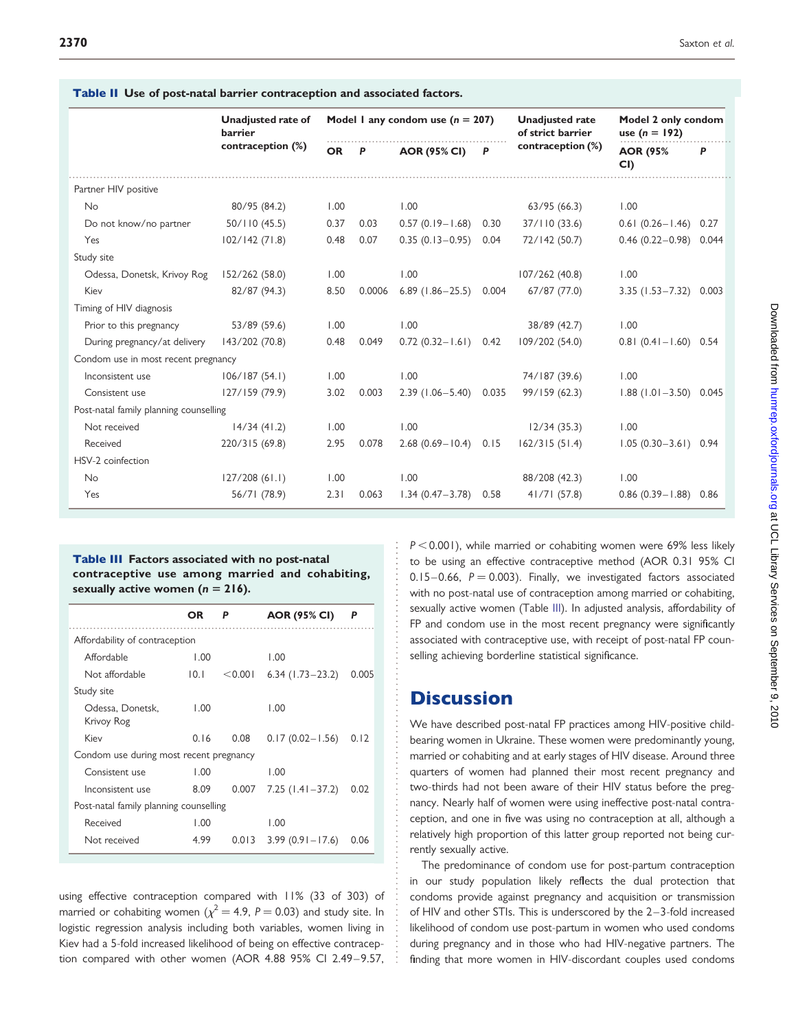**Table II** Use of post-natal barrier contraception and associated factors.

| | Unadjusted rate of barrier contraception (%) | Model 1 any condom use ($n$ = 207) | | | | Unadjusted rate of strict barrier contraception (%) | Model 2 only condom use ($n$ = 192) | |
|---|---|---|---|---|---|---|---|---|
| | | OR | $P$ | AOR (95% CI) | $P$ | | AOR (95% CI) | $P$ |
| Partner HIV positive | | | | | | | | |
| No | 80/95 (84.2) | 1.00 | | 1.00 | | 63/95 (66.3) | 1.00 | |
| Do not know/no partner | 50/110 (45.5) | 0.37 | 0.03 | 0.57 (0.19–1.68) | 0.30 | 37/110 (33.6) | 0.61 (0.26–1.46) | 0.27 |
| Yes | 102/142 (71.8) | 0.48 | 0.07 | 0.35 (0.13–0.95) | 0.04 | 72/142 (50.7) | 0.46 (0.22–0.98) | 0.044 |
| Study site | | | | | | | | |
| Odessa, Donetsk, Krivoy Rog | 152/262 (58.0) | 1.00 | | 1.00 | | 107/262 (40.8) | 1.00 | |
| Kiev | 82/87 (94.3) | 8.50 | 0.0006 | 6.89 (1.86–25.5) | 0.004 | 67/87 (77.0) | 3.35 (1.53–7.32) | 0.003 |
| Timing of HIV diagnosis | | | | | | | | |
| Prior to this pregnancy | 53/89 (59.6) | 1.00 | | 1.00 | | 38/89 (42.7) | 1.00 | |
| During pregnancy/at delivery | 143/202 (70.8) | 0.48 | 0.049 | 0.72 (0.32–1.61) | 0.42 | 109/202 (54.0) | 0.81 (0.41–1.60) | 0.54 |
| Condom use in most recent pregnancy | | | | | | | | |
| Inconsistent use | 106/187 (54.1) | 1.00 | | 1.00 | | 74/187 (39.6) | 1.00 | |
| Consistent use | 127/159 (79.9) | 3.02 | 0.003 | 2.39 (1.06–5.40) | 0.035 | 99/159 (62.3) | 1.88 (1.01–3.50) | 0.045 |
| Post-natal family planning counselling | | | | | | | | |
| Not received | 14/34 (41.2) | 1.00 | | 1.00 | | 12/34 (35.3) | 1.00 | |
| Received | 220/315 (69.8) | 2.95 | 0.078 | 2.68 (0.69–10.4) | 0.15 | 162/315 (51.4) | 1.05 (0.30–3.61) | 0.94 |
| HSV-2 coinfection | | | | | | | | |
| No | 127/208 (61.1) | 1.00 | | 1.00 | | 88/208 (42.3) | 1.00 | |
| Yes | 56/71 (78.9) | 2.31 | 0.063 | 1.34 (0.47–3.78) | 0.58 | 41/71 (57.8) | 0.86 (0.39–1.88) | 0.86 |

**Table III** Factors associated with no post-natal contraceptive use among married and cohabiting, sexually active women ($n$ = 216).

| | OR | $P$ | AOR (95% CI) | $P$ |
|---|---|---|---|---|
| Affordability of contraception | | | | |
| Affordable | 1.00 | | 1.00 | |
| Not affordable | 10.1 | <0.001 | 6.34 (1.73–23.2) | 0.005 |
| Study site | | | | |
| Odessa, Donetsk, Krivoy Rog | 1.00 | | 1.00 | |
| Kiev | 0.16 | 0.08 | 0.17 (0.02–1.56) | 0.12 |
| Condom use during most recent pregnancy | | | | |
| Consistent use | 1.00 | | 1.00 | |
| Inconsistent use | 8.09 | 0.007 | 7.25 (1.41–37.2) | 0.02 |
| Post-natal family planning counselling | | | | |
| Received | 1.00 | | 1.00 | |
| Not received | 4.99 | 0.013 | 3.99 (0.91–17.6) | 0.06 |

using effective contraception compared with 11% (33 of 303) of married or cohabiting women ($\chi^2 = 4.9$, $P = 0.03$) and study site. In logistic regression analysis including both variables, women living in Kiev had a 5-fold increased likelihood of being on effective contraception compared with other women (AOR 4.88 95% CI 2.49–9.57, $P < 0.001$), while married or cohabiting women were 69% less likely to be using an effective contraceptive method (AOR 0.31 95% CI 0.15–0.66, $P = 0.003$). Finally, we investigated factors associated with no post-natal use of contraception among married or cohabiting, sexually active women (Table III). In adjusted analysis, affordability of FP and condom use in the most recent pregnancy were significantly associated with contraceptive use, with receipt of post-natal FP counselling achieving borderline statistical significance.

# Discussion

We have described post-natal FP practices among HIV-positive childbearing women in Ukraine. These women were predominantly young, married or cohabiting and at early stages of HIV disease. Around three quarters of women had planned their most recent pregnancy and two-thirds had not been aware of their HIV status before the pregnancy. Nearly half of women were using ineffective post-natal contraception, and one in five was using no contraception at all, although a relatively high proportion of this latter group reported not being currently sexually active.

The predominance of condom use for post-partum contraception in our study population likely reflects the dual protection that condoms provide against pregnancy and acquisition or transmission of HIV and other STIs. This is underscored by the 2–3-fold increased likelihood of condom use post-partum in women who used condoms during pregnancy and in those who had HIV-negative partners. The finding that more women in HIV-discordant couples used condoms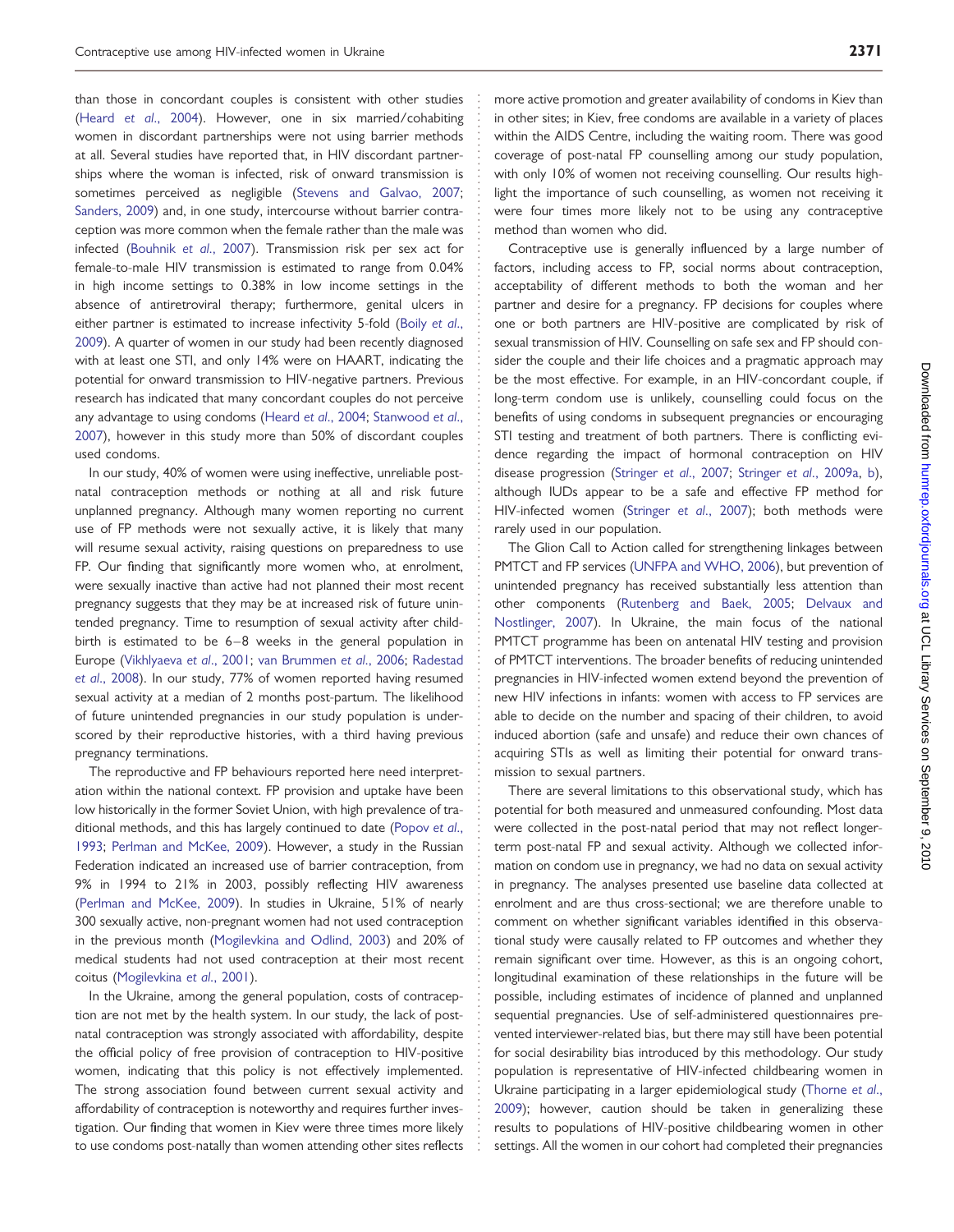than those in concordant couples is consistent with other studies (Heard *et al*., 2004). However, one in six married/cohabiting women in discordant partnerships were not using barrier methods at all. Several studies have reported that, in HIV discordant partnerships where the woman is infected, risk of onward transmission is sometimes perceived as negligible (Stevens and Galvao, 2007; Sanders, 2009) and, in one study, intercourse without barrier contraception was more common when the female rather than the male was infected (Bouhnik *et al*., 2007). Transmission risk per sex act for female-to-male HIV transmission is estimated to range from 0.04% in high income settings to 0.38% in low income settings in the absence of antiretroviral therapy; furthermore, genital ulcers in either partner is estimated to increase infectivity 5-fold (Boily *et al*., 2009). A quarter of women in our study had been recently diagnosed with at least one STI, and only 14% were on HAART, indicating the potential for onward transmission to HIV-negative partners. Previous research has indicated that many concordant couples do not perceive any advantage to using condoms (Heard *et al*., 2004; Stanwood *et al*., 2007), however in this study more than 50% of discordant couples used condoms.

In our study, 40% of women were using ineffective, unreliable post-natal contraception methods or nothing at all and risk future unplanned pregnancy. Although many women reporting no current use of FP methods were not sexually active, it is likely that many will resume sexual activity, raising questions on preparedness to use FP. Our finding that significantly more women who, at enrolment, were sexually inactive than active had not planned their most recent pregnancy suggests that they may be at increased risk of future unintended pregnancy. Time to resumption of sexual activity after childbirth is estimated to be 6–8 weeks in the general population in Europe (Vikhlyaeva *et al*., 2001; van Brummen *et al*., 2006; Radestad *et al*., 2008). In our study, 77% of women reported having resumed sexual activity at a median of 2 months post-partum. The likelihood of future unintended pregnancies in our study population is underscored by their reproductive histories, with a third having previous pregnancy terminations.

The reproductive and FP behaviours reported here need interpretation within the national context. FP provision and uptake have been low historically in the former Soviet Union, with high prevalence of traditional methods, and this has largely continued to date (Popov *et al*., 1993; Perlman and McKee, 2009). However, a study in the Russian Federation indicated an increased use of barrier contraception, from 9% in 1994 to 21% in 2003, possibly reflecting HIV awareness (Perlman and McKee, 2009). In studies in Ukraine, 51% of nearly 300 sexually active, non-pregnant women had not used contraception in the previous month (Mogilevkina and Odlind, 2003) and 20% of medical students had not used contraception at their most recent coitus (Mogilevkina *et al*., 2001).

In the Ukraine, among the general population, costs of contraception are not met by the health system. In our study, the lack of post-natal contraception was strongly associated with affordability, despite the official policy of free provision of contraception to HIV-positive women, indicating that this policy is not effectively implemented. The strong association found between current sexual activity and affordability of contraception is noteworthy and requires further investigation. Our finding that women in Kiev were three times more likely to use condoms post-natally than women attending other sites reflects more active promotion and greater availability of condoms in Kiev than in other sites; in Kiev, free condoms are available in a variety of places within the AIDS Centre, including the waiting room. There was good coverage of post-natal FP counselling among our study population, with only 10% of women not receiving counselling. Our results highlight the importance of such counselling, as women not receiving it were four times more likely not to be using any contraceptive method than women who did.

Contraceptive use is generally influenced by a large number of factors, including access to FP, social norms about contraception, acceptability of different methods to both the woman and her partner and desire for a pregnancy. FP decisions for couples where one or both partners are HIV-positive are complicated by risk of sexual transmission of HIV. Counselling on safe sex and FP should consider the couple and their life choices and a pragmatic approach may be the most effective. For example, in an HIV-concordant couple, if long-term condom use is unlikely, counselling could focus on the benefits of using condoms in subsequent pregnancies or encouraging STI testing and treatment of both partners. There is conflicting evidence regarding the impact of hormonal contraception on HIV disease progression (Stringer *et al*., 2007; Stringer *et al*., 2009a, b), although IUDs appear to be a safe and effective FP method for HIV-infected women (Stringer *et al*., 2007); both methods were rarely used in our population.

The Glion Call to Action called for strengthening linkages between PMTCT and FP services (UNFPA and WHO, 2006), but prevention of unintended pregnancy has received substantially less attention than other components (Rutenberg and Baek, 2005; Delvaux and Nostlinger, 2007). In Ukraine, the main focus of the national PMTCT programme has been on antenatal HIV testing and provision of PMTCT interventions. The broader benefits of reducing unintended pregnancies in HIV-infected women extend beyond the prevention of new HIV infections in infants: women with access to FP services are able to decide on the number and spacing of their children, to avoid induced abortion (safe and unsafe) and reduce their own chances of acquiring STIs as well as limiting their potential for onward transmission to sexual partners.

There are several limitations to this observational study, which has potential for both measured and unmeasured confounding. Most data were collected in the post-natal period that may not reflect longer-term post-natal FP and sexual activity. Although we collected information on condom use in pregnancy, we had no data on sexual activity in pregnancy. The analyses presented use baseline data collected at enrolment and are thus cross-sectional; we are therefore unable to comment on whether significant variables identified in this observational study were causally related to FP outcomes and whether they remain significant over time. However, as this is an ongoing cohort, longitudinal examination of these relationships in the future will be possible, including estimates of incidence of planned and unplanned sequential pregnancies. Use of self-administered questionnaires prevented interviewer-related bias, but there may still have been potential for social desirability bias introduced by this methodology. Our study population is representative of HIV-infected childbearing women in Ukraine participating in a larger epidemiological study (Thorne *et al*., 2009); however, caution should be taken in generalizing these results to populations of HIV-positive childbearing women in other settings. All the women in our cohort had completed their pregnancies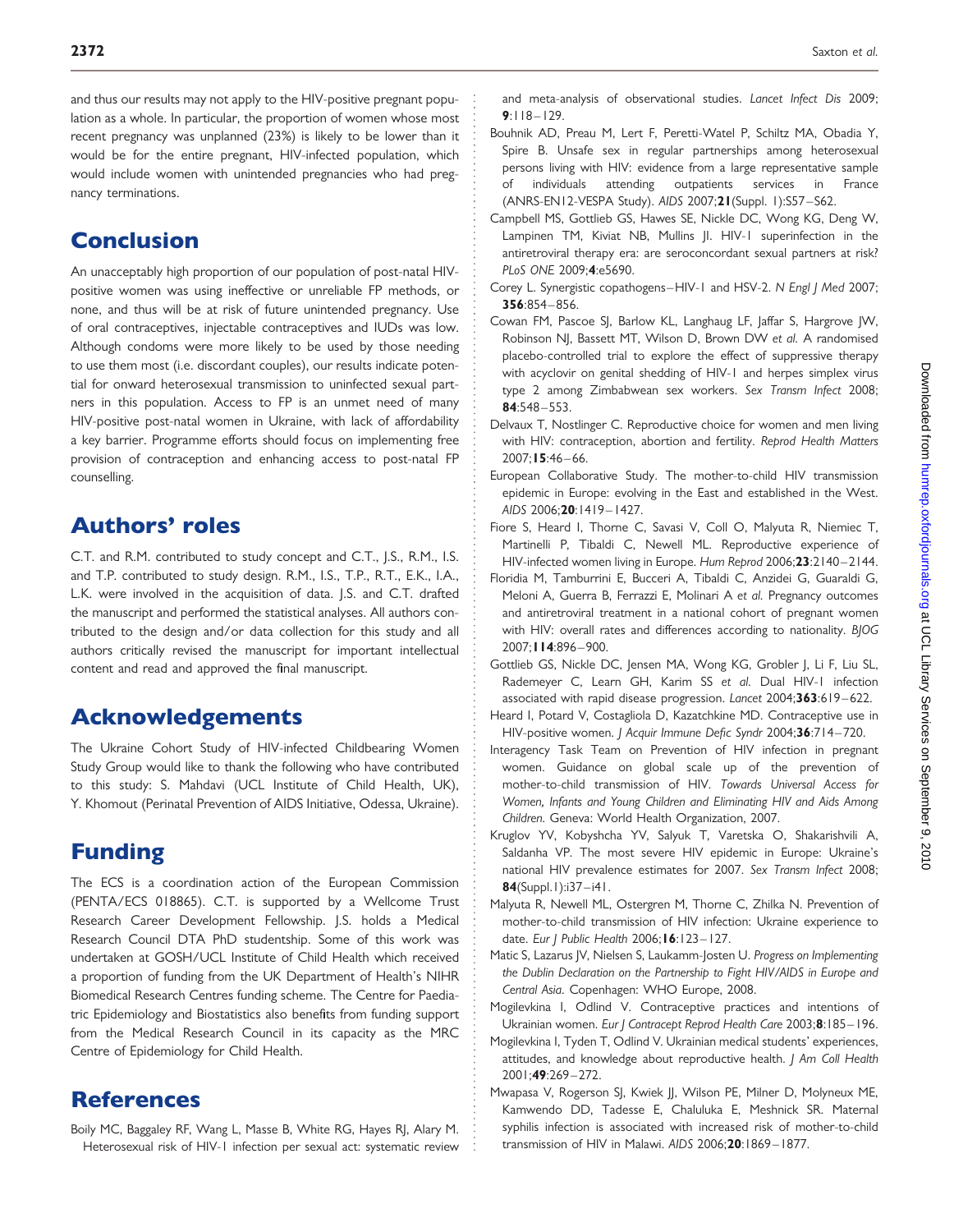and thus our results may not apply to the HIV-positive pregnant population as a whole. In particular, the proportion of women whose most recent pregnancy was unplanned (23%) is likely to be lower than it would be for the entire pregnant, HIV-infected population, which would include women with unintended pregnancies who had pregnancy terminations.

# Conclusion

An unacceptably high proportion of our population of post-natal HIV-positive women was using ineffective or unreliable FP methods, or none, and thus will be at risk of future unintended pregnancy. Use of oral contraceptives, injectable contraceptives and IUDs was low. Although condoms were more likely to be used by those needing to use them most (i.e. discordant couples), our results indicate potential for onward heterosexual transmission to uninfected sexual partners in this population. Access to FP is an unmet need of many HIV-positive post-natal women in Ukraine, with lack of affordability a key barrier. Programme efforts should focus on implementing free provision of contraception and enhancing access to post-natal FP counselling.

# Authors' roles

C.T. and R.M. contributed to study concept and C.T., J.S., R.M., I.S. and T.P. contributed to study design. R.M., I.S., T.P., R.T., E.K., I.A., L.K. were involved in the acquisition of data. J.S. and C.T. drafted the manuscript and performed the statistical analyses. All authors contributed to the design and/or data collection for this study and all authors critically revised the manuscript for important intellectual content and read and approved the final manuscript.

# Acknowledgements

The Ukraine Cohort Study of HIV-infected Childbearing Women Study Group would like to thank the following who have contributed to this study: S. Mahdavi (UCL Institute of Child Health, UK), Y. Khomout (Perinatal Prevention of AIDS Initiative, Odessa, Ukraine).

# Funding

The ECS is a coordination action of the European Commission (PENTA/ECS 018865). C.T. is supported by a Wellcome Trust Research Career Development Fellowship. J.S. holds a Medical Research Council DTA PhD studentship. Some of this work was undertaken at GOSH/UCL Institute of Child Health which received a proportion of funding from the UK Department of Health's NIHR Biomedical Research Centres funding scheme. The Centre for Paediatric Epidemiology and Biostatistics also benefits from funding support from the Medical Research Council in its capacity as the MRC Centre of Epidemiology for Child Health.

# References

Boily MC, Baggaley RF, Wang L, Masse B, White RG, Hayes RJ, Alary M. Heterosexual risk of HIV-1 infection per sexual act: systematic review and meta-analysis of observational studies. *Lancet Infect Dis* 2009; **9**:118–129.

Bouhnik AD, Preau M, Lert F, Peretti-Watel P, Schiltz MA, Obadia Y, Spire B. Unsafe sex in regular partnerships among heterosexual persons living with HIV: evidence from a large representative sample of individuals attending outpatients services in France (ANRS-EN12-VESPA Study). *AIDS* 2007;**21**(Suppl. 1):S57–S62.

Campbell MS, Gottlieb GS, Hawes SE, Nickle DC, Wong KG, Deng W, Lampinen TM, Kiviat NB, Mullins JI. HIV-1 superinfection in the antiretroviral therapy era: are seroconcordant sexual partners at risk? *PLoS ONE* 2009;**4**:e5690.

Corey L. Synergistic copathogens–HIV-1 and HSV-2. *N Engl J Med* 2007; **356**:854–856.

Cowan FM, Pascoe SJ, Barlow KL, Langhaug LF, Jaffar S, Hargrove JW, Robinson NJ, Bassett MT, Wilson D, Brown DW *et al.* A randomised placebo-controlled trial to explore the effect of suppressive therapy with acyclovir on genital shedding of HIV-1 and herpes simplex virus type 2 among Zimbabwean sex workers. *Sex Transm Infect* 2008; **84**:548–553.

Delvaux T, Nostlinger C. Reproductive choice for women and men living with HIV: contraception, abortion and fertility. *Reprod Health Matters* 2007;**15**:46–66.

European Collaborative Study. The mother-to-child HIV transmission epidemic in Europe: evolving in the East and established in the West. *AIDS* 2006;**20**:1419–1427.

Fiore S, Heard I, Thorne C, Savasi V, Coll O, Malyuta R, Niemiec T, Martinelli P, Tibaldi C, Newell ML. Reproductive experience of HIV-infected women living in Europe. *Hum Reprod* 2006;**23**:2140–2144.

Floridia M, Tamburrini E, Bucceri A, Tibaldi C, Anzidei G, Guaraldi G, Meloni A, Guerra B, Ferrazzi E, Molinari A *et al.* Pregnancy outcomes and antiretroviral treatment in a national cohort of pregnant women with HIV: overall rates and differences according to nationality. *BJOG* 2007;**114**:896–900.

Gottlieb GS, Nickle DC, Jensen MA, Wong KG, Grobler J, Li F, Liu SL, Rademeyer C, Learn GH, Karim SS *et al.* Dual HIV-1 infection associated with rapid disease progression. *Lancet* 2004;**363**:619–622.

Heard I, Potard V, Costagliola D, Kazatchkine MD. Contraceptive use in HIV-positive women. *J Acquir Immune Defic Syndr* 2004;**36**:714–720.

Interagency Task Team on Prevention of HIV infection in pregnant women. Guidance on global scale up of the prevention of mother-to-child transmission of HIV. *Towards Universal Access for Women, Infants and Young Children and Eliminating HIV and Aids Among Children.* Geneva: World Health Organization, 2007.

Kruglov YV, Kobyshcha YV, Salyuk T, Varetska O, Shakarishvili A, Saldanha VP. The most severe HIV epidemic in Europe: Ukraine's national HIV prevalence estimates for 2007. *Sex Transm Infect* 2008; **84**(Suppl.1):i37–i41.

Malyuta R, Newell ML, Ostergren M, Thorne C, Zhilka N. Prevention of mother-to-child transmission of HIV infection: Ukraine experience to date. *Eur J Public Health* 2006;**16**:123–127.

Matic S, Lazarus JV, Nielsen S, Laukamm-Josten U. *Progress on Implementing the Dublin Declaration on the Partnership to Fight HIV/AIDS in Europe and Central Asia*. Copenhagen: WHO Europe, 2008.

Mogilevkina I, Odlind V. Contraceptive practices and intentions of Ukrainian women. *Eur J Contracept Reprod Health Care* 2003;**8**:185–196.

Mogilevkina I, Tyden T, Odlind V. Ukrainian medical students' experiences, attitudes, and knowledge about reproductive health. *J Am Coll Health* 2001;**49**:269–272.

Mwapasa V, Rogerson SJ, Kwiek JJ, Wilson PE, Milner D, Molyneux ME, Kamwendo DD, Tadesse E, Chaluluka E, Meshnick SR. Maternal syphilis infection is associated with increased risk of mother-to-child transmission of HIV in Malawi. *AIDS* 2006;**20**:1869–1877.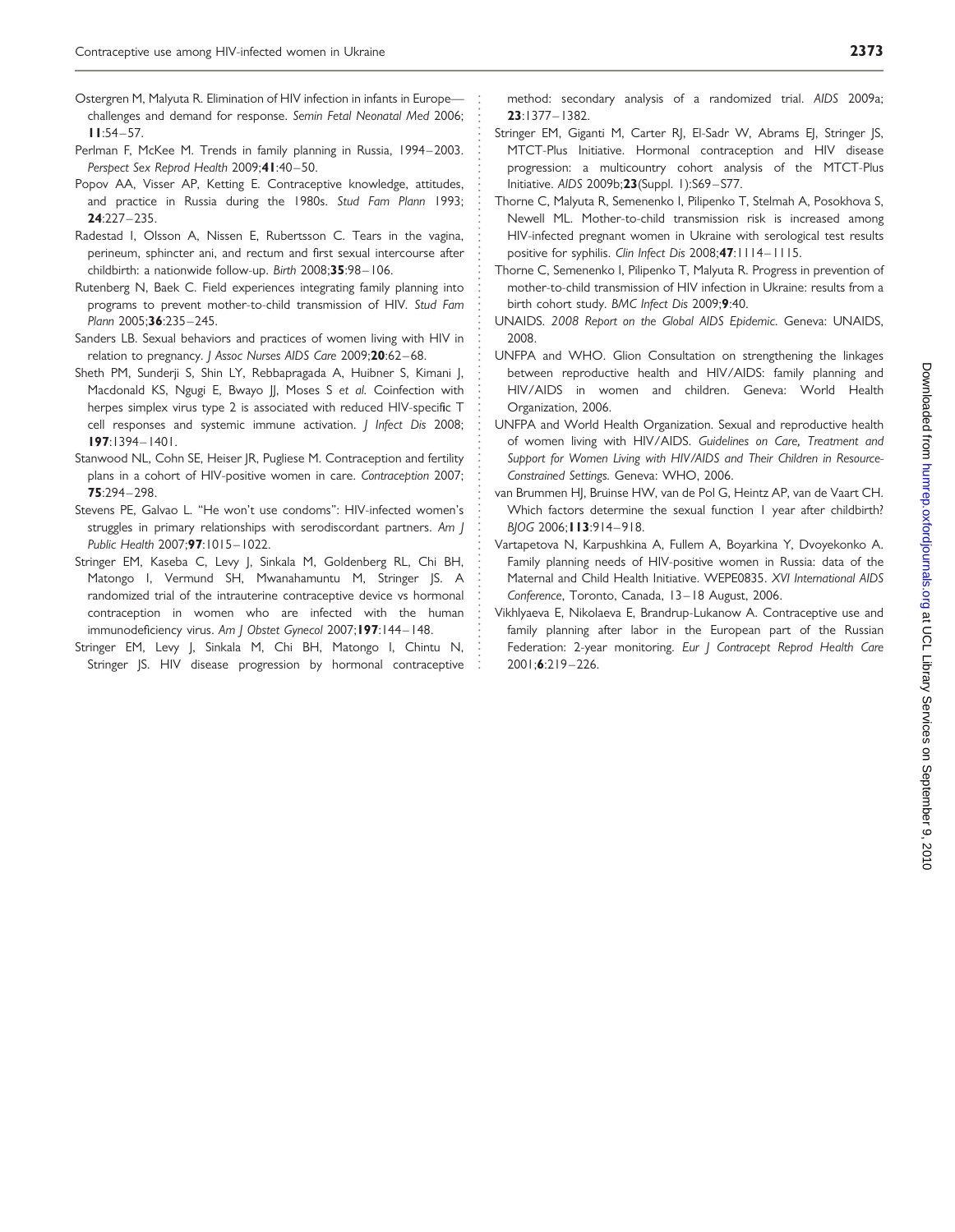Ostergren M, Malyuta R. Elimination of HIV infection in infants in Europe—challenges and demand for response. *Semin Fetal Neonatal Med* 2006; **11**:54–57.

Perlman F, McKee M. Trends in family planning in Russia, 1994–2003. *Perspect Sex Reprod Health* 2009;**41**:40–50.

Popov AA, Visser AP, Ketting E. Contraceptive knowledge, attitudes, and practice in Russia during the 1980s. *Stud Fam Plann* 1993; **24**:227–235.

Radestad I, Olsson A, Nissen E, Rubertsson C. Tears in the vagina, perineum, sphincter ani, and rectum and first sexual intercourse after childbirth: a nationwide follow-up. *Birth* 2008;**35**:98–106.

Rutenberg N, Baek C. Field experiences integrating family planning into programs to prevent mother-to-child transmission of HIV. *Stud Fam Plann* 2005;**36**:235–245.

Sanders LB. Sexual behaviors and practices of women living with HIV in relation to pregnancy. *J Assoc Nurses AIDS Care* 2009;**20**:62–68.

Sheth PM, Sunderji S, Shin LY, Rebbapragada A, Huibner S, Kimani J, Macdonald KS, Ngugi E, Bwayo JJ, Moses S *et al.* Coinfection with herpes simplex virus type 2 is associated with reduced HIV-specific T cell responses and systemic immune activation. *J Infect Dis* 2008; **197**:1394–1401.

Stanwood NL, Cohn SE, Heiser JR, Pugliese M. Contraception and fertility plans in a cohort of HIV-positive women in care. *Contraception* 2007; **75**:294–298.

Stevens PE, Galvao L. "He won't use condoms": HIV-infected women's struggles in primary relationships with serodiscordant partners. *Am J Public Health* 2007;**97**:1015–1022.

Stringer EM, Kaseba C, Levy J, Sinkala M, Goldenberg RL, Chi BH, Matongo I, Vermund SH, Mwanahamuntu M, Stringer JS. A randomized trial of the intrauterine contraceptive device vs hormonal contraception in women who are infected with the human immunodeficiency virus. *Am J Obstet Gynecol* 2007;**197**:144–148.

Stringer EM, Levy J, Sinkala M, Chi BH, Matongo I, Chintu N, Stringer JS. HIV disease progression by hormonal contraceptive method: secondary analysis of a randomized trial. *AIDS* 2009a; **23**:1377–1382.

Stringer EM, Giganti M, Carter RJ, El-Sadr W, Abrams EJ, Stringer JS, MTCT-Plus Initiative. Hormonal contraception and HIV disease progression: a multicountry cohort analysis of the MTCT-Plus Initiative. *AIDS* 2009b;**23**(Suppl. 1):S69–S77.

Thorne C, Malyuta R, Semenenko I, Pilipenko T, Stelmah A, Posokhova S, Newell ML. Mother-to-child transmission risk is increased among HIV-infected pregnant women in Ukraine with serological test results positive for syphilis. *Clin Infect Dis* 2008;**47**:1114–1115.

Thorne C, Semenenko I, Pilipenko T, Malyuta R. Progress in prevention of mother-to-child transmission of HIV infection in Ukraine: results from a birth cohort study. *BMC Infect Dis* 2009;**9**:40.

UNAIDS. *2008 Report on the Global AIDS Epidemic*. Geneva: UNAIDS, 2008.

UNFPA and WHO. Glion Consultation on strengthening the linkages between reproductive health and HIV/AIDS: family planning and HIV/AIDS in women and children. Geneva: World Health Organization, 2006.

UNFPA and World Health Organization. Sexual and reproductive health of women living with HIV/AIDS. *Guidelines on Care, Treatment and Support for Women Living with HIV/AIDS and Their Children in Resource-Constrained Settings.* Geneva: WHO, 2006.

van Brummen HJ, Bruinse HW, van de Pol G, Heintz AP, van de Vaart CH. Which factors determine the sexual function 1 year after childbirth? *BJOG* 2006;**113**:914–918.

Vartapetova N, Karpushkina A, Fullem A, Boyarkina Y, Dvoyekonko A. Family planning needs of HIV-positive women in Russia: data of the Maternal and Child Health Initiative. WEPE0835. *XVI International AIDS Conference*, Toronto, Canada, 13–18 August, 2006.

Vikhlyaeva E, Nikolaeva E, Brandrup-Lukanow A. Contraceptive use and family planning after labor in the European part of the Russian Federation: 2-year monitoring. *Eur J Contracept Reprod Health Care* 2001;**6**:219–226.